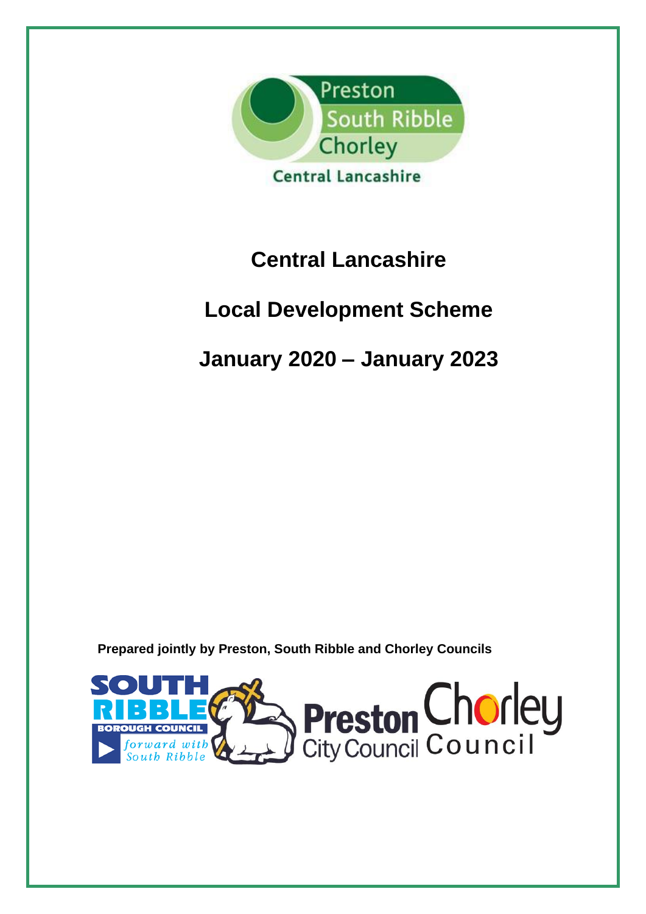# Central Lancashire

# Local Development Scheme

# January 2020 – January 2023

**Prepared jointly by Preston, South Ribble and Chorley Councils**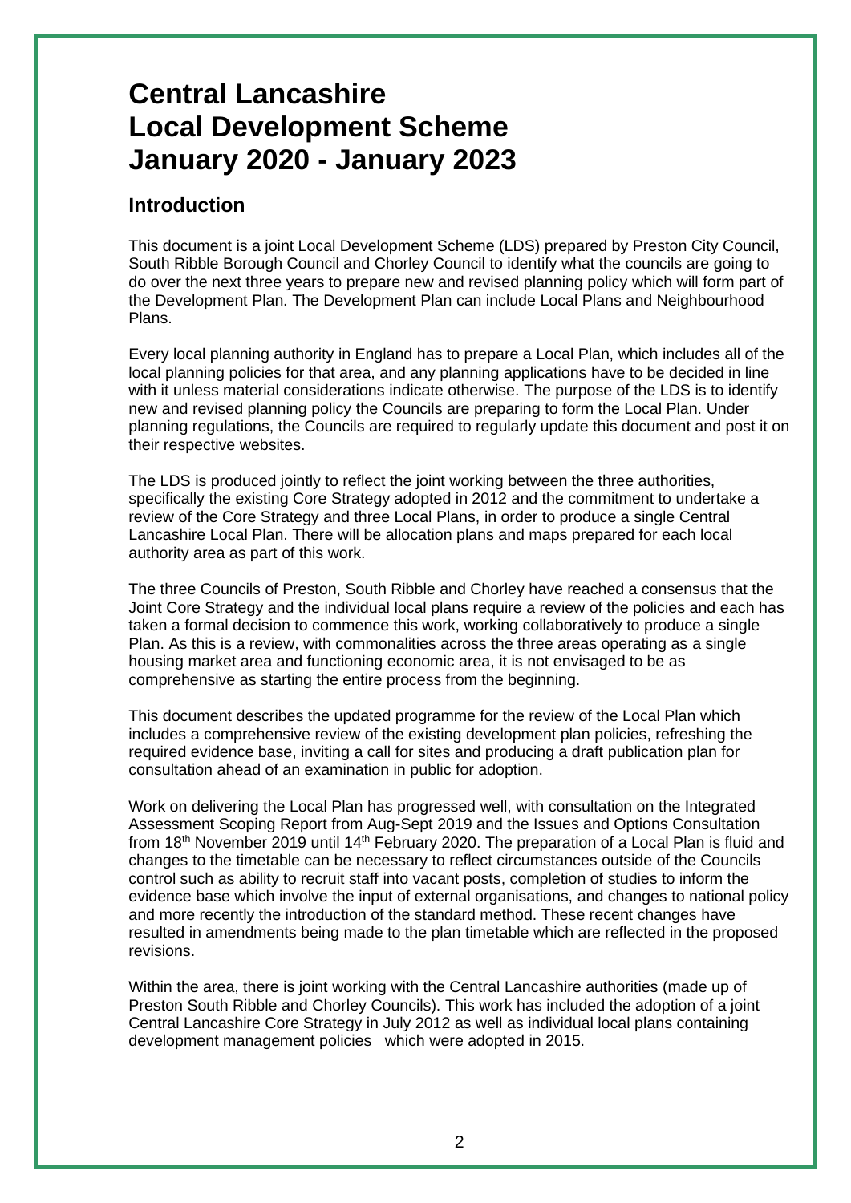# Central Lancashire Local Development Scheme January 2020 - January 2023

## Introduction

This document is a joint Local Development Scheme (LDS) prepared by Preston City Council, South Ribble Borough Council and Chorley Council to identify what the councils are going to do over the next three years to prepare new and revised planning policy which will form part of the Development Plan. The Development Plan can include Local Plans and Neighbourhood Plans.

Every local planning authority in England has to prepare a Local Plan, which includes all of the local planning policies for that area, and any planning applications have to be decided in line with it unless material considerations indicate otherwise. The purpose of the LDS is to identify new and revised planning policy the Councils are preparing to form the Local Plan. Under planning regulations, the Councils are required to regularly update this document and post it on their respective websites.

The LDS is produced jointly to reflect the joint working between the three authorities, specifically the existing Core Strategy adopted in 2012 and the commitment to undertake a review of the Core Strategy and three Local Plans, in order to produce a single Central Lancashire Local Plan. There will be allocation plans and maps prepared for each local authority area as part of this work.

The three Councils of Preston, South Ribble and Chorley have reached a consensus that the Joint Core Strategy and the individual local plans require a review of the policies and each has taken a formal decision to commence this work, working collaboratively to produce a single Plan. As this is a review, with commonalities across the three areas operating as a single housing market area and functioning economic area, it is not envisaged to be as comprehensive as starting the entire process from the beginning.

This document describes the updated programme for the review of the Local Plan which includes a comprehensive review of the existing development plan policies, refreshing the required evidence base, inviting a call for sites and producing a draft publication plan for consultation ahead of an examination in public for adoption.

Work on delivering the Local Plan has progressed well, with consultation on the Integrated Assessment Scoping Report from Aug-Sept 2019 and the Issues and Options Consultation from 18th November 2019 until 14th February 2020. The preparation of a Local Plan is fluid and changes to the timetable can be necessary to reflect circumstances outside of the Councils control such as ability to recruit staff into vacant posts, completion of studies to inform the evidence base which involve the input of external organisations, and changes to national policy and more recently the introduction of the standard method. These recent changes have resulted in amendments being made to the plan timetable which are reflected in the proposed revisions.

Within the area, there is joint working with the Central Lancashire authorities (made up of Preston South Ribble and Chorley Councils). This work has included the adoption of a joint Central Lancashire Core Strategy in July 2012 as well as individual local plans containing development management policies which were adopted in 2015.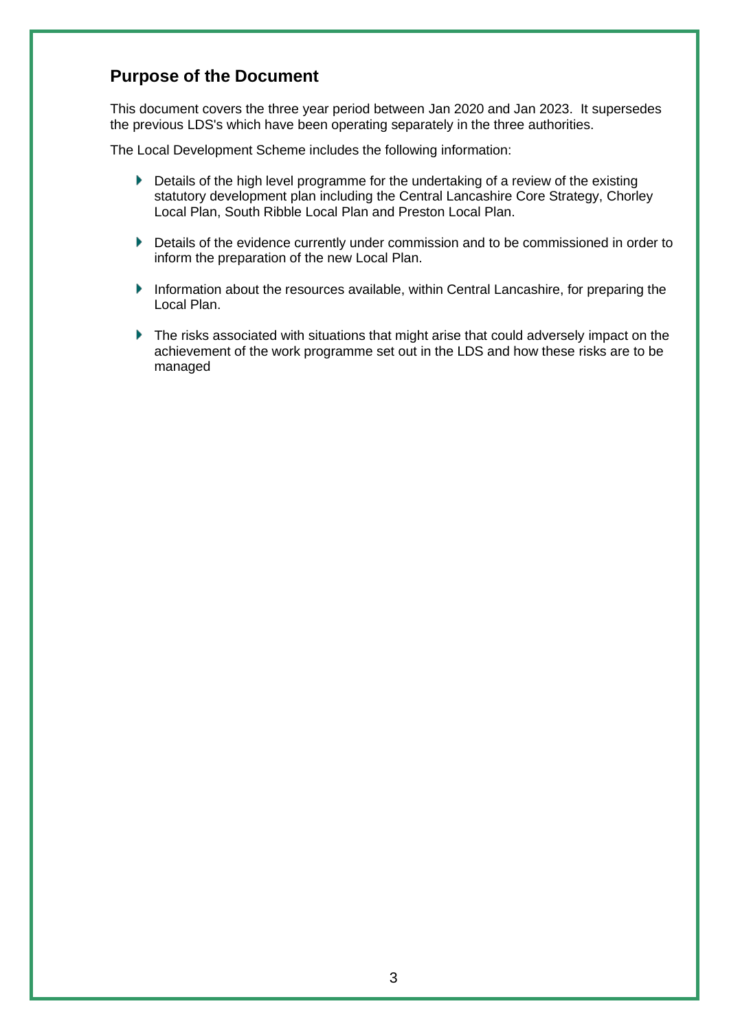## Purpose of the Document

This document covers the three year period between Jan 2020 and Jan 2023. It supersedes the previous LDS's which have been operating separately in the three authorities.

The Local Development Scheme includes the following information:

- Details of the high level programme for the undertaking of a review of the existing statutory development plan including the Central Lancashire Core Strategy, Chorley Local Plan, South Ribble Local Plan and Preston Local Plan.
- Details of the evidence currently under commission and to be commissioned in order to inform the preparation of the new Local Plan.
- Information about the resources available, within Central Lancashire, for preparing the Local Plan.
- The risks associated with situations that might arise that could adversely impact on the achievement of the work programme set out in the LDS and how these risks are to be managed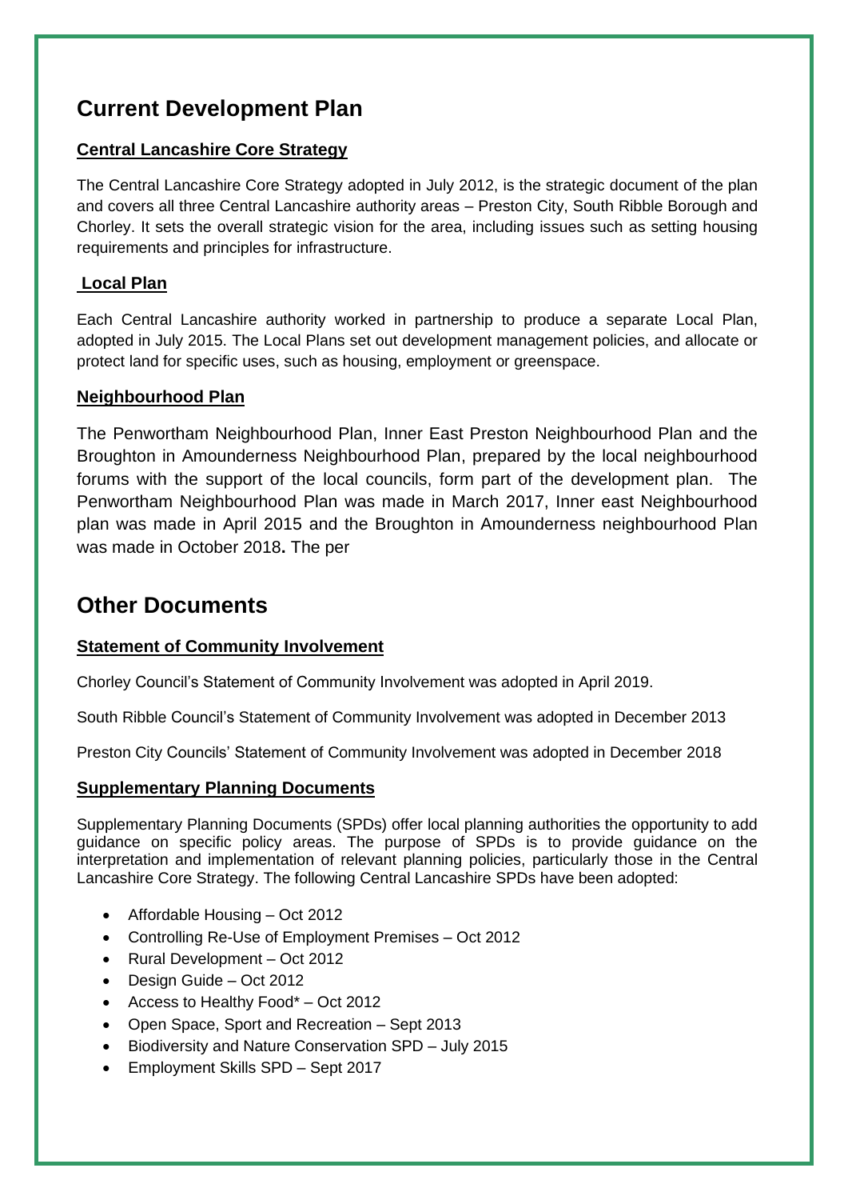## Current Development Plan

### Central Lancashire Core Strategy

The Central Lancashire Core Strategy adopted in July 2012, is the strategic document of the plan and covers all three Central Lancashire authority areas – Preston City, South Ribble Borough and Chorley. It sets the overall strategic vision for the area, including issues such as setting housing requirements and principles for infrastructure.

### Local Plan

Each Central Lancashire authority worked in partnership to produce a separate Local Plan, adopted in July 2015. The Local Plans set out development management policies, and allocate or protect land for specific uses, such as housing, employment or greenspace.

### Neighbourhood Plan

The Penwortham Neighbourhood Plan, Inner East Preston Neighbourhood Plan and the Broughton in Amounderness Neighbourhood Plan, prepared by the local neighbourhood forums with the support of the local councils, form part of the development plan. The Penwortham Neighbourhood Plan was made in March 2017, Inner east Neighbourhood plan was made in April 2015 and the Broughton in Amounderness neighbourhood Plan was made in October 2018**.** The per

## Other Documents

### Statement of Community Involvement

Chorley Council's Statement of Community Involvement was adopted in April 2019.

South Ribble Council's Statement of Community Involvement was adopted in December 2013

Preston City Councils' Statement of Community Involvement was adopted in December 2018

### Supplementary Planning Documents

Supplementary Planning Documents (SPDs) offer local planning authorities the opportunity to add guidance on specific policy areas. The purpose of SPDs is to provide guidance on the interpretation and implementation of relevant planning policies, particularly those in the Central Lancashire Core Strategy. The following Central Lancashire SPDs have been adopted:

- Affordable Housing – Oct 2012
- Controlling Re-Use of Employment Premises – Oct 2012
- Rural Development – Oct 2012
- Design Guide – Oct 2012
- Access to Healthy Food* – Oct 2012
- Open Space, Sport and Recreation – Sept 2013
- Biodiversity and Nature Conservation SPD – July 2015
- Employment Skills SPD – Sept 2017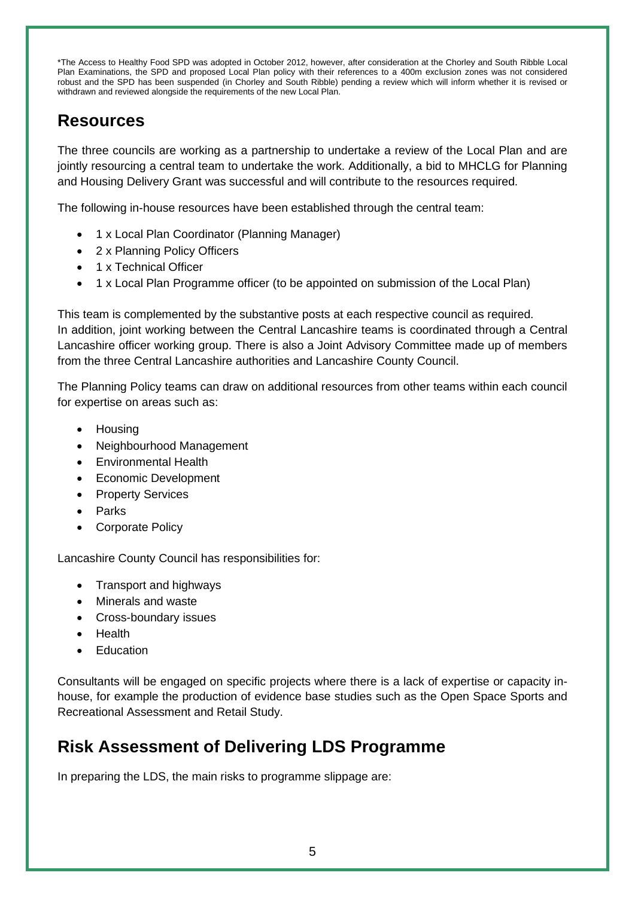*The Access to Healthy Food SPD was adopted in October 2012, however, after consideration at the Chorley and South Ribble Local Plan Examinations, the SPD and proposed Local Plan policy with their references to a 400m exclusion zones was not considered robust and the SPD has been suspended (in Chorley and South Ribble) pending a review which will inform whether it is revised or withdrawn and reviewed alongside the requirements of the new Local Plan.

## Resources

The three councils are working as a partnership to undertake a review of the Local Plan and are jointly resourcing a central team to undertake the work. Additionally, a bid to MHCLG for Planning and Housing Delivery Grant was successful and will contribute to the resources required.

The following in-house resources have been established through the central team:

- 1 x Local Plan Coordinator (Planning Manager)
- 2 x Planning Policy Officers
- 1 x Technical Officer
- 1 x Local Plan Programme officer (to be appointed on submission of the Local Plan)

This team is complemented by the substantive posts at each respective council as required. In addition, joint working between the Central Lancashire teams is coordinated through a Central Lancashire officer working group. There is also a Joint Advisory Committee made up of members from the three Central Lancashire authorities and Lancashire County Council.

The Planning Policy teams can draw on additional resources from other teams within each council for expertise on areas such as:

- Housing
- Neighbourhood Management
- Environmental Health
- Economic Development
- Property Services
- Parks
- Corporate Policy

Lancashire County Council has responsibilities for:

- Transport and highways
- Minerals and waste
- Cross-boundary issues
- Health
- Education

Consultants will be engaged on specific projects where there is a lack of expertise or capacity in-house, for example the production of evidence base studies such as the Open Space Sports and Recreational Assessment and Retail Study.

## Risk Assessment of Delivering LDS Programme

In preparing the LDS, the main risks to programme slippage are: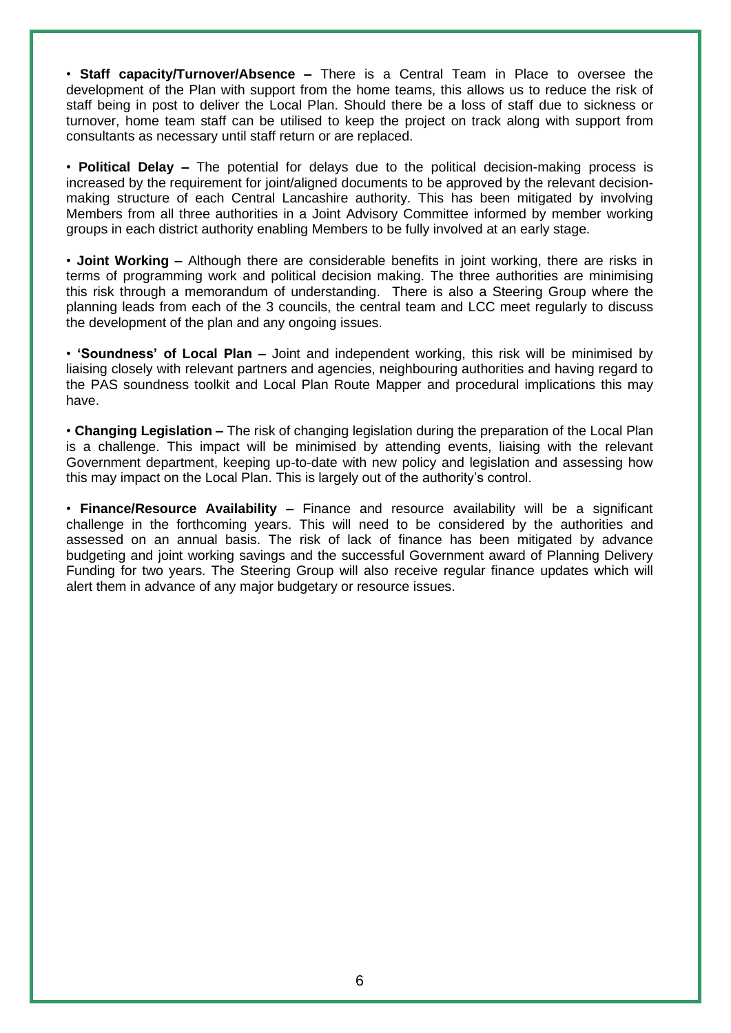- **Staff capacity/Turnover/Absence –** There is a Central Team in Place to oversee the development of the Plan with support from the home teams, this allows us to reduce the risk of staff being in post to deliver the Local Plan. Should there be a loss of staff due to sickness or turnover, home team staff can be utilised to keep the project on track along with support from consultants as necessary until staff return or are replaced.

- **Political Delay –** The potential for delays due to the political decision-making process is increased by the requirement for joint/aligned documents to be approved by the relevant decision-making structure of each Central Lancashire authority. This has been mitigated by involving Members from all three authorities in a Joint Advisory Committee informed by member working groups in each district authority enabling Members to be fully involved at an early stage.

- **Joint Working –** Although there are considerable benefits in joint working, there are risks in terms of programming work and political decision making. The three authorities are minimising this risk through a memorandum of understanding. There is also a Steering Group where the planning leads from each of the 3 councils, the central team and LCC meet regularly to discuss the development of the plan and any ongoing issues.

- **'Soundness' of Local Plan –** Joint and independent working, this risk will be minimised by liaising closely with relevant partners and agencies, neighbouring authorities and having regard to the PAS soundness toolkit and Local Plan Route Mapper and procedural implications this may have.

- **Changing Legislation –** The risk of changing legislation during the preparation of the Local Plan is a challenge. This impact will be minimised by attending events, liaising with the relevant Government department, keeping up-to-date with new policy and legislation and assessing how this may impact on the Local Plan. This is largely out of the authority's control.

- **Finance/Resource Availability –** Finance and resource availability will be a significant challenge in the forthcoming years. This will need to be considered by the authorities and assessed on an annual basis. The risk of lack of finance has been mitigated by advance budgeting and joint working savings and the successful Government award of Planning Delivery Funding for two years. The Steering Group will also receive regular finance updates which will alert them in advance of any major budgetary or resource issues.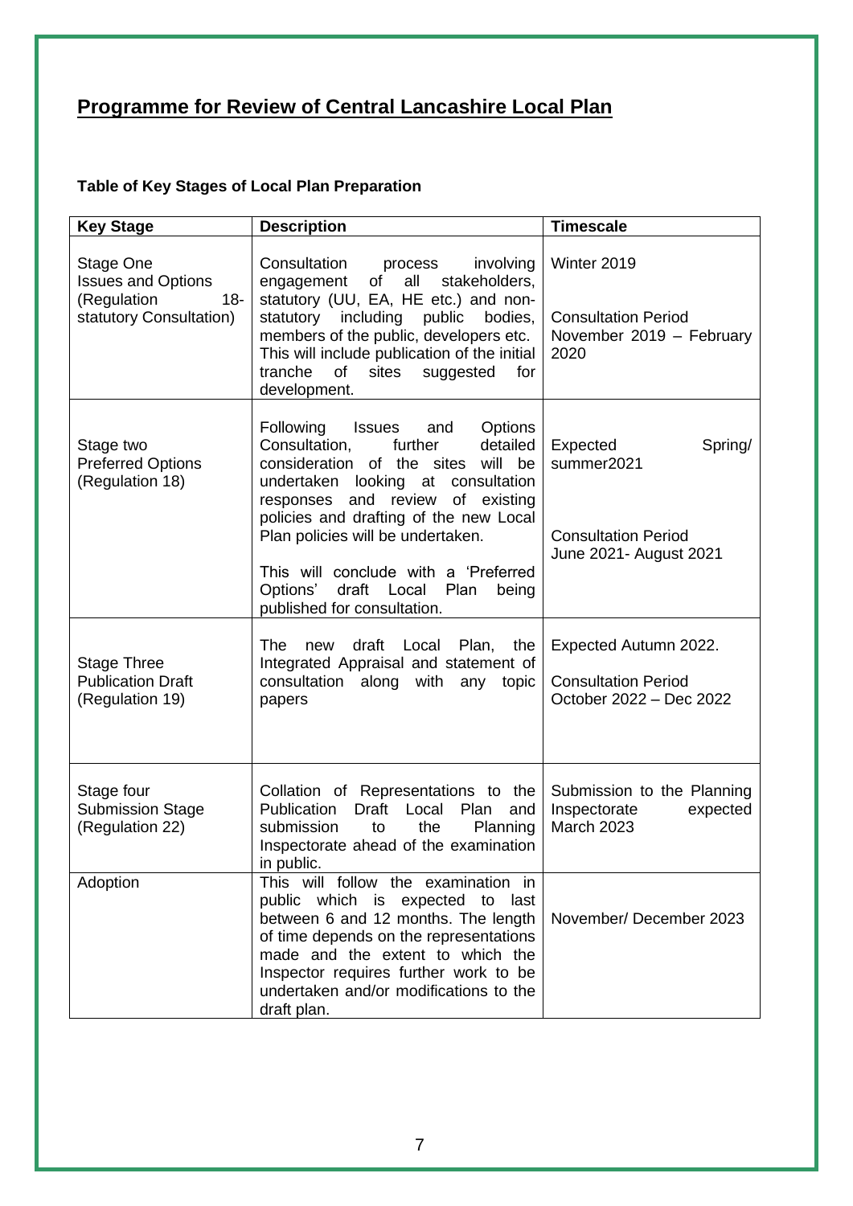# Programme for Review of Central Lancashire Local Plan

**Table of Key Stages of Local Plan Preparation**

| Key Stage | Description | Timescale |
|---|---|---|
| Stage One<br>Issues and Options<br>(Regulation 18- statutory Consultation) | Consultation process involving engagement of all stakeholders, statutory (UU, EA, HE etc.) and non-statutory including public bodies, members of the public, developers etc. This will include publication of the initial tranche of sites suggested for development. | Winter 2019<br><br>Consultation Period<br>November 2019 – February 2020 |
| Stage two<br>Preferred Options<br>(Regulation 18) | Following Issues and Options Consultation, further detailed consideration of the sites will be undertaken looking at consultation responses and review of existing policies and drafting of the new Local Plan policies will be undertaken.<br><br>This will conclude with a 'Preferred Options' draft Local Plan being published for consultation. | Expected Spring/ summer2021<br><br>Consultation Period<br>June 2021- August 2021 |
| Stage Three<br>Publication Draft<br>(Regulation 19) | The new draft Local Plan, the Integrated Appraisal and statement of consultation along with any topic papers | Expected Autumn 2022.<br><br>Consultation Period<br>October 2022 – Dec 2022 |
| Stage four<br>Submission Stage<br>(Regulation 22) | Collation of Representations to the Publication Draft Local Plan and submission to the Planning Inspectorate ahead of the examination in public. | Submission to the Planning Inspectorate expected March 2023 |
| Adoption | This will follow the examination in public which is expected to last between 6 and 12 months. The length of time depends on the representations made and the extent to which the Inspector requires further work to be undertaken and/or modifications to the draft plan. | November/ December 2023 |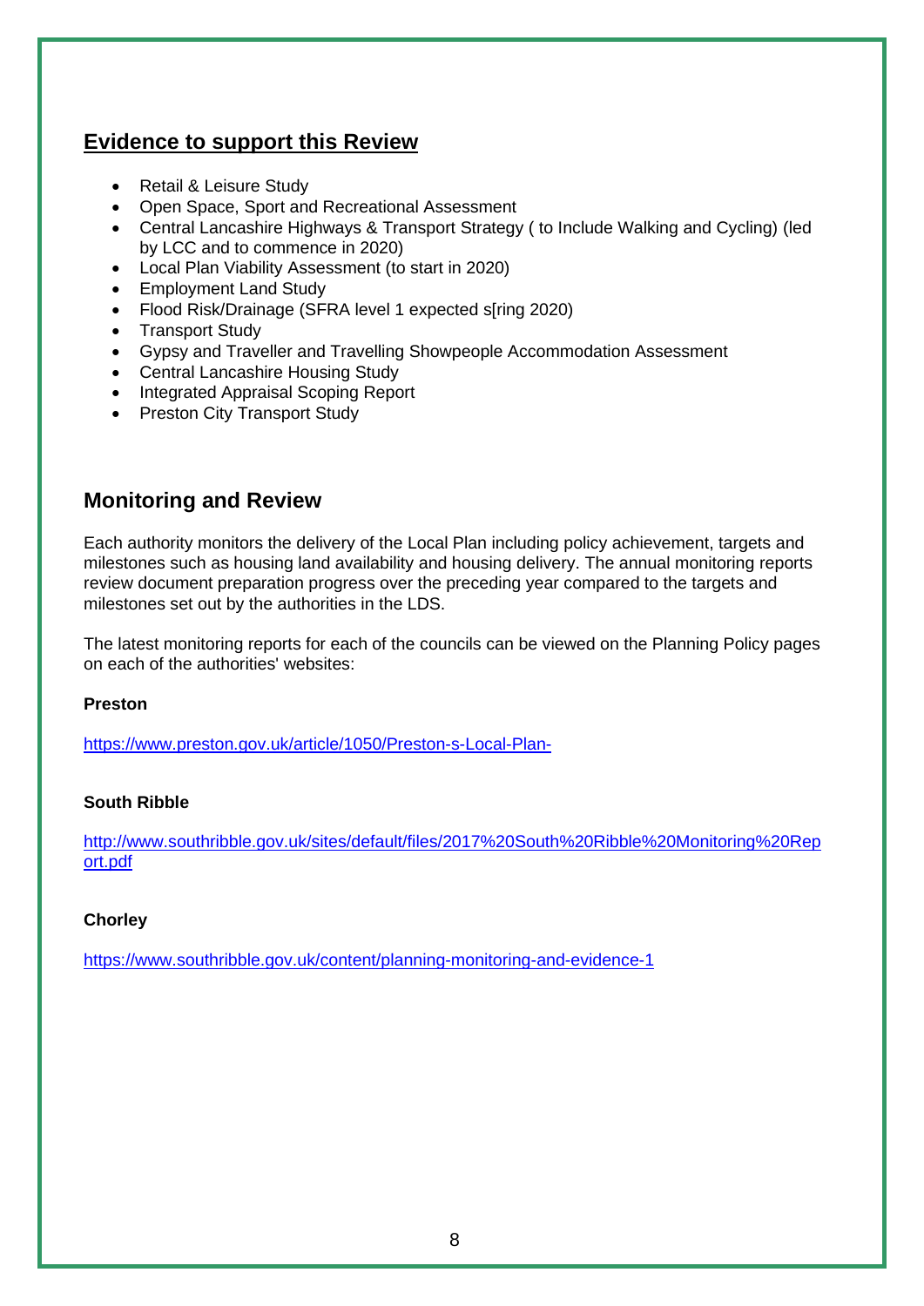## Evidence to support this Review

- Retail & Leisure Study
- Open Space, Sport and Recreational Assessment
- Central Lancashire Highways & Transport Strategy ( to Include Walking and Cycling) (led by LCC and to commence in 2020)
- Local Plan Viability Assessment (to start in 2020)
- Employment Land Study
- Flood Risk/Drainage (SFRA level 1 expected s[ring 2020)
- Transport Study
- Gypsy and Traveller and Travelling Showpeople Accommodation Assessment
- Central Lancashire Housing Study
- Integrated Appraisal Scoping Report
- Preston City Transport Study

## Monitoring and Review

Each authority monitors the delivery of the Local Plan including policy achievement, targets and milestones such as housing land availability and housing delivery. The annual monitoring reports review document preparation progress over the preceding year compared to the targets and milestones set out by the authorities in the LDS.

The latest monitoring reports for each of the councils can be viewed on the Planning Policy pages on each of the authorities' websites:

**Preston**

https://www.preston.gov.uk/article/1050/Preston-s-Local-Plan-

**South Ribble**

http://www.southribble.gov.uk/sites/default/files/2017%20South%20Ribble%20Monitoring%20Report.pdf

**Chorley**

https://www.southribble.gov.uk/content/planning-monitoring-and-evidence-1